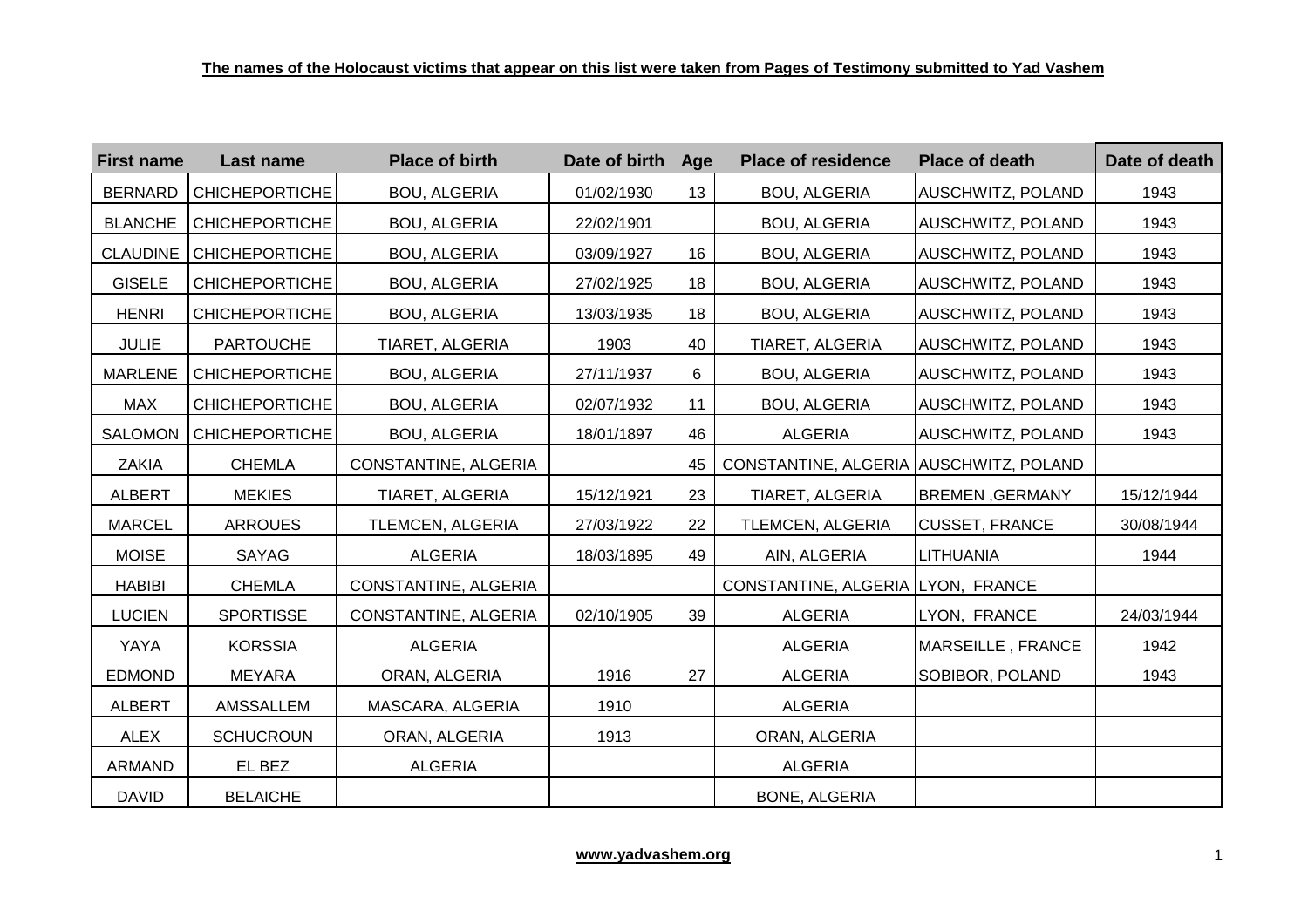**The names of the Holocaust victims that appear on this list were taken from Pages of Testimony submitted to Yad Vashem**

| First name | Last name | Place of birth | Date of birth | Age | Place of residence | Place of death | Date of death |
|---|---|---|---|---|---|---|---|
| BERNARD | CHICHEPORTICHE | BOU, ALGERIA | 01/02/1930 | 13 | BOU, ALGERIA | AUSCHWITZ, POLAND | 1943 |
| BLANCHE | CHICHEPORTICHE | BOU, ALGERIA | 22/02/1901 | | BOU, ALGERIA | AUSCHWITZ, POLAND | 1943 |
| CLAUDINE | CHICHEPORTICHE | BOU, ALGERIA | 03/09/1927 | 16 | BOU, ALGERIA | AUSCHWITZ, POLAND | 1943 |
| GISELE | CHICHEPORTICHE | BOU, ALGERIA | 27/02/1925 | 18 | BOU, ALGERIA | AUSCHWITZ, POLAND | 1943 |
| HENRI | CHICHEPORTICHE | BOU, ALGERIA | 13/03/1935 | 18 | BOU, ALGERIA | AUSCHWITZ, POLAND | 1943 |
| JULIE | PARTOUCHE | TIARET, ALGERIA | 1903 | 40 | TIARET, ALGERIA | AUSCHWITZ, POLAND | 1943 |
| MARLENE | CHICHEPORTICHE | BOU, ALGERIA | 27/11/1937 | 6 | BOU, ALGERIA | AUSCHWITZ, POLAND | 1943 |
| MAX | CHICHEPORTICHE | BOU, ALGERIA | 02/07/1932 | 11 | BOU, ALGERIA | AUSCHWITZ, POLAND | 1943 |
| SALOMON | CHICHEPORTICHE | BOU, ALGERIA | 18/01/1897 | 46 | ALGERIA | AUSCHWITZ, POLAND | 1943 |
| ZAKIA | CHEMLA | CONSTANTINE, ALGERIA | | 45 | CONSTANTINE, ALGERIA | AUSCHWITZ, POLAND | |
| ALBERT | MEKIES | TIARET, ALGERIA | 15/12/1921 | 23 | TIARET, ALGERIA | BREMEN ,GERMANY | 15/12/1944 |
| MARCEL | ARROUES | TLEMCEN, ALGERIA | 27/03/1922 | 22 | TLEMCEN, ALGERIA | CUSSET, FRANCE | 30/08/1944 |
| MOISE | SAYAG | ALGERIA | 18/03/1895 | 49 | AIN, ALGERIA | LITHUANIA | 1944 |
| HABIBI | CHEMLA | CONSTANTINE, ALGERIA | | | CONSTANTINE, ALGERIA | LYON, FRANCE | |
| LUCIEN | SPORTISSE | CONSTANTINE, ALGERIA | 02/10/1905 | 39 | ALGERIA | LYON, FRANCE | 24/03/1944 |
| YAYA | KORSSIA | ALGERIA | | | ALGERIA | MARSEILLE , FRANCE | 1942 |
| EDMOND | MEYARA | ORAN, ALGERIA | 1916 | 27 | ALGERIA | SOBIBOR, POLAND | 1943 |
| ALBERT | AMSSALLEM | MASCARA, ALGERIA | 1910 | | ALGERIA | | |
| ALEX | SCHUCROUN | ORAN, ALGERIA | 1913 | | ORAN, ALGERIA | | |
| ARMAND | EL BEZ | ALGERIA | | | ALGERIA | | |
| DAVID | BELAICHE | | | | BONE, ALGERIA | | |

**www.yadvashem.org**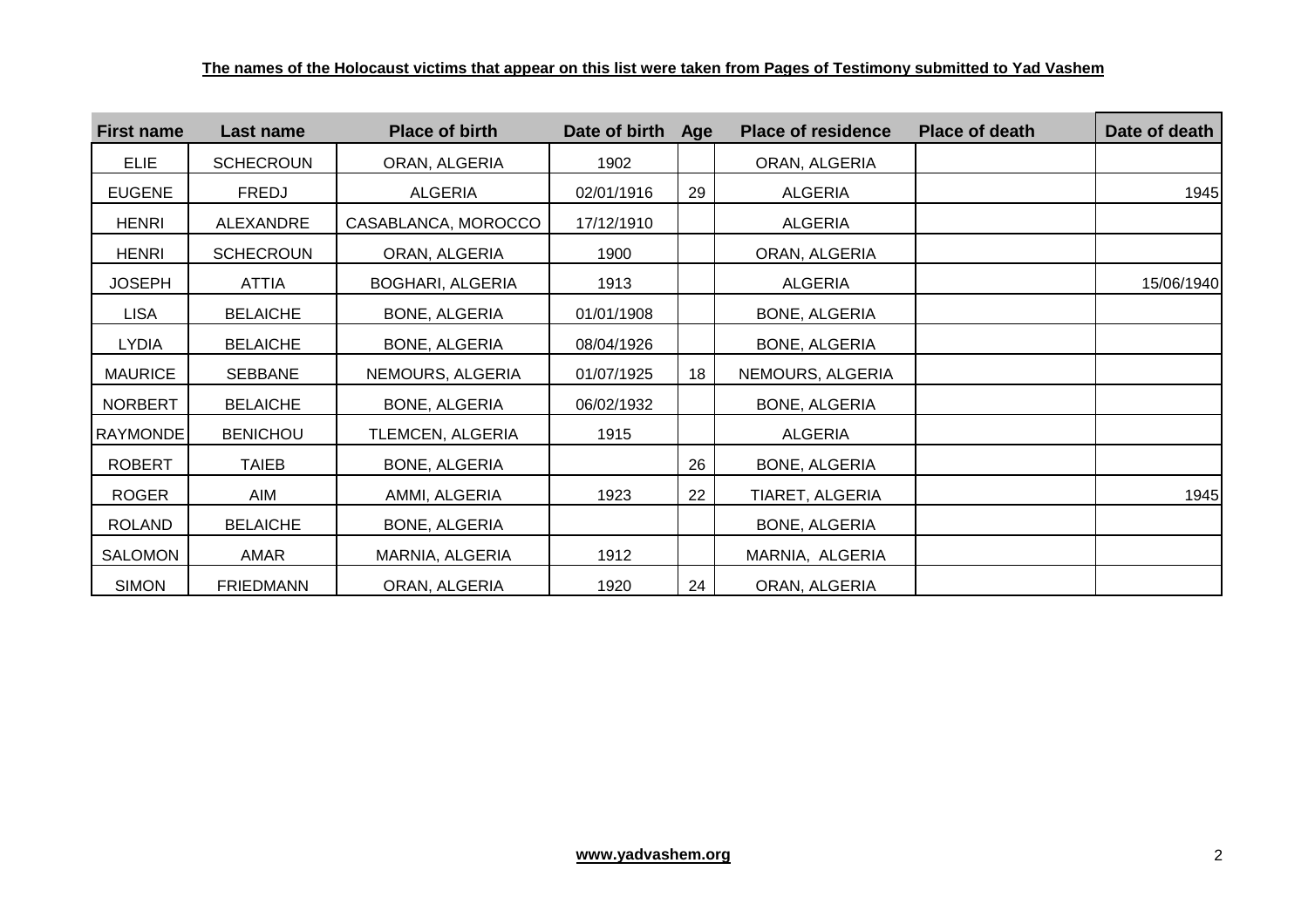**The names of the Holocaust victims that appear on this list were taken from Pages of Testimony submitted to Yad Vashem**

| First name | Last name | Place of birth | Date of birth | Age | Place of residence | Place of death | Date of death |
|---|---|---|---|---|---|---|---|
| ELIE | SCHECROUN | ORAN, ALGERIA | 1902 | | ORAN, ALGERIA | | |
| EUGENE | FREDJ | ALGERIA | 02/01/1916 | 29 | ALGERIA | | 1945 |
| HENRI | ALEXANDRE | CASABLANCA, MOROCCO | 17/12/1910 | | ALGERIA | | |
| HENRI | SCHECROUN | ORAN, ALGERIA | 1900 | | ORAN, ALGERIA | | |
| JOSEPH | ATTIA | BOGHARI, ALGERIA | 1913 | | ALGERIA | | 15/06/1940 |
| LISA | BELAICHE | BONE, ALGERIA | 01/01/1908 | | BONE, ALGERIA | | |
| LYDIA | BELAICHE | BONE, ALGERIA | 08/04/1926 | | BONE, ALGERIA | | |
| MAURICE | SEBBANE | NEMOURS, ALGERIA | 01/07/1925 | 18 | NEMOURS, ALGERIA | | |
| NORBERT | BELAICHE | BONE, ALGERIA | 06/02/1932 | | BONE, ALGERIA | | |
| RAYMONDE | BENICHOU | TLEMCEN, ALGERIA | 1915 | | ALGERIA | | |
| ROBERT | TAIEB | BONE, ALGERIA | | 26 | BONE, ALGERIA | | |
| ROGER | AIM | AMMI, ALGERIA | 1923 | 22 | TIARET, ALGERIA | | 1945 |
| ROLAND | BELAICHE | BONE, ALGERIA | | | BONE, ALGERIA | | |
| SALOMON | AMAR | MARNIA, ALGERIA | 1912 | | MARNIA, ALGERIA | | |
| SIMON | FRIEDMANN | ORAN, ALGERIA | 1920 | 24 | ORAN, ALGERIA | | |

**www.yadvashem.org**